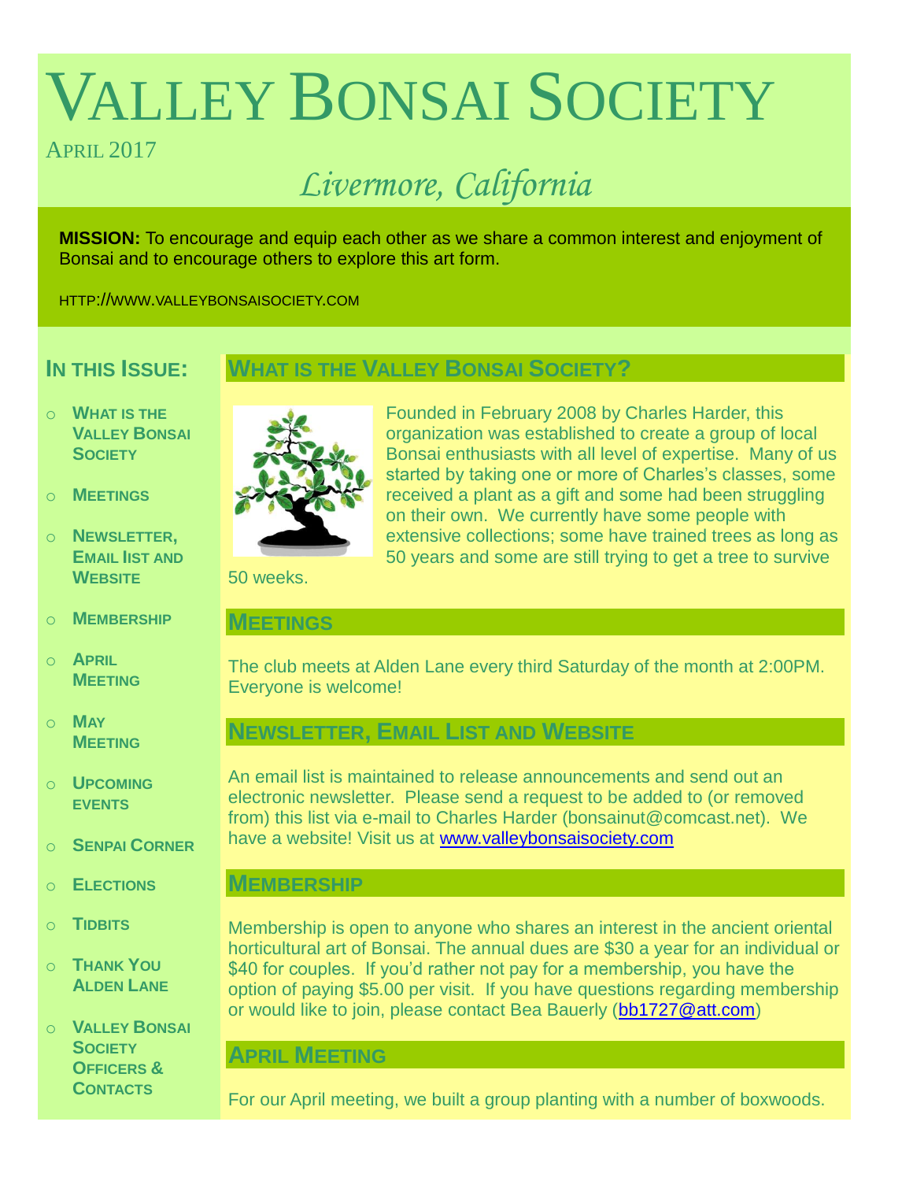# Valley Bonsai Society

April 2017

*Livermore, California*

**MISSION:** To encourage and equip each other as we share a common interest and enjoyment of Bonsai and to encourage others to explore this art form.

HTTP://WWW.VALLEYBONSAISOCIETY.COM

## In this Issue:

- What is the Valley Bonsai Society
- Meetings
- Newsletter, Email list and Website
- Membership
- April Meeting
- May Meeting
- Upcoming events
- Senpai Corner
- Elections
- Tidbits
- Thank You Alden Lane
- Valley Bonsai Society Officers & Contacts

## What is the Valley Bonsai Society?

Founded in February 2008 by Charles Harder, this organization was established to create a group of local Bonsai enthusiasts with all level of expertise. Many of us started by taking one or more of Charles's classes, some received a plant as a gift and some had been struggling on their own. We currently have some people with extensive collections; some have trained trees as long as 50 years and some are still trying to get a tree to survive 50 weeks.

## Meetings

The club meets at Alden Lane every third Saturday of the month at 2:00PM. Everyone is welcome!

## Newsletter, Email List and Website

An email list is maintained to release announcements and send out an electronic newsletter. Please send a request to be added to (or removed from) this list via e-mail to Charles Harder (bonsainut@comcast.net). We have a website! Visit us at www.valleybonsaisociety.com

## Membership

Membership is open to anyone who shares an interest in the ancient oriental horticultural art of Bonsai. The annual dues are $30 a year for an individual or $40 for couples. If you'd rather not pay for a membership, you have the option of paying $5.00 per visit. If you have questions regarding membership or would like to join, please contact Bea Bauerly (bb1727@att.com)

## April Meeting

For our April meeting, we built a group planting with a number of boxwoods.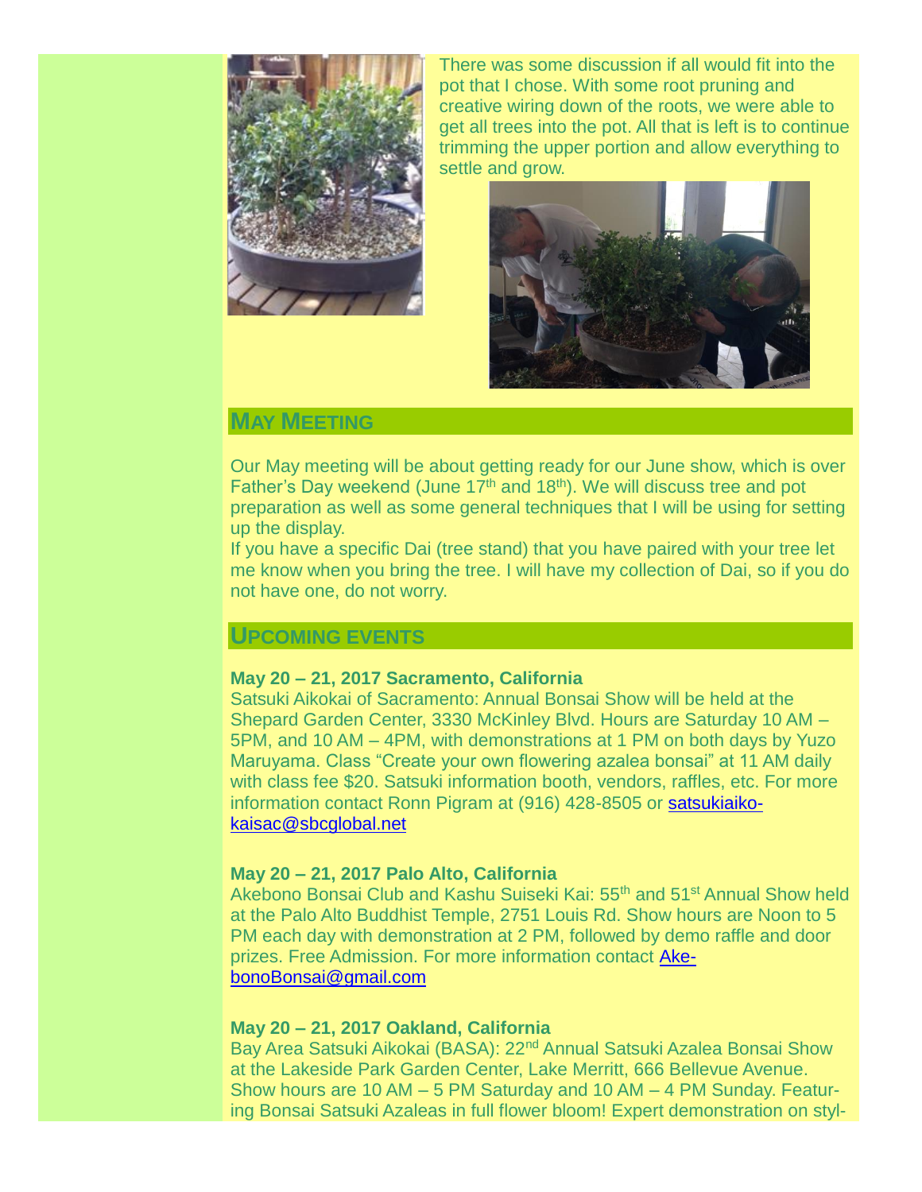There was some discussion if all would fit into the pot that I chose. With some root pruning and creative wiring down of the roots, we were able to get all trees into the pot. All that is left is to continue trimming the upper portion and allow everything to settle and grow.

## MAY MEETING

Our May meeting will be about getting ready for our June show, which is over Father's Day weekend (June 17th and 18th). We will discuss tree and pot preparation as well as some general techniques that I will be using for setting up the display.

If you have a specific Dai (tree stand) that you have paired with your tree let me know when you bring the tree. I will have my collection of Dai, so if you do not have one, do not worry.

## UPCOMING EVENTS

**May 20 – 21, 2017 Sacramento, California**

Satsuki Aikokai of Sacramento: Annual Bonsai Show will be held at the Shepard Garden Center, 3330 McKinley Blvd. Hours are Saturday 10 AM – 5PM, and 10 AM – 4PM, with demonstrations at 1 PM on both days by Yuzo Maruyama. Class "Create your own flowering azalea bonsai" at 11 AM daily with class fee $20. Satsuki information booth, vendors, raffles, etc. For more information contact Ronn Pigram at (916) 428-8505 or satsukiaiko-kaisac@sbcglobal.net

**May 20 – 21, 2017 Palo Alto, California**

Akebono Bonsai Club and Kashu Suiseki Kai: 55th and 51st Annual Show held at the Palo Alto Buddhist Temple, 2751 Louis Rd. Show hours are Noon to 5 PM each day with demonstration at 2 PM, followed by demo raffle and door prizes. Free Admission. For more information contact AkebonoBonsai@gmail.com

**May 20 – 21, 2017 Oakland, California**

Bay Area Satsuki Aikokai (BASA): 22nd Annual Satsuki Azalea Bonsai Show at the Lakeside Park Garden Center, Lake Merritt, 666 Bellevue Avenue. Show hours are 10 AM – 5 PM Saturday and 10 AM – 4 PM Sunday. Featuring Bonsai Satsuki Azaleas in full flower bloom! Expert demonstration on styl-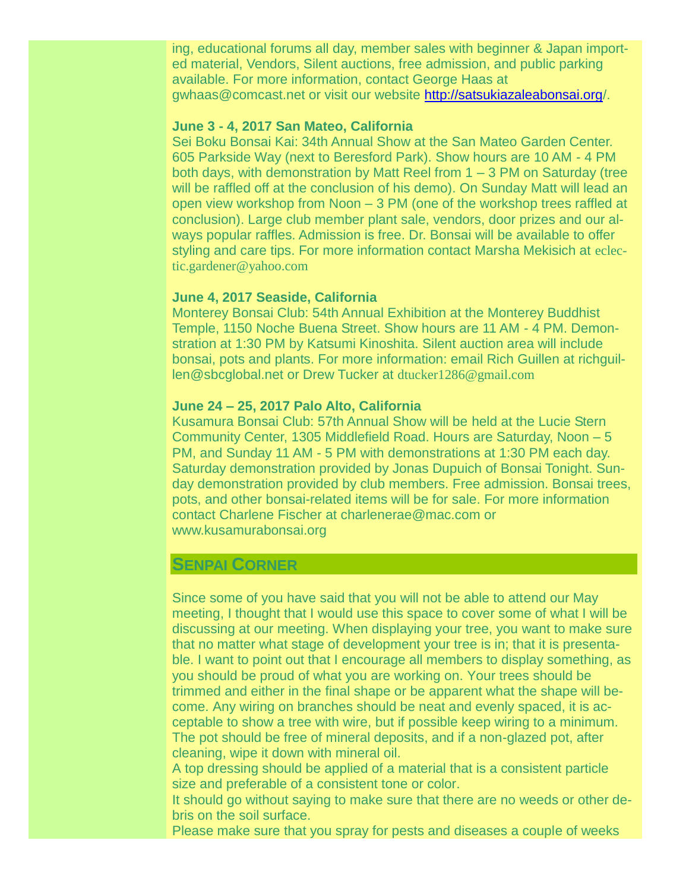ing, educational forums all day, member sales with beginner & Japan imported material, Vendors, Silent auctions, free admission, and public parking available. For more information, contact George Haas at gwhaas@comcast.net or visit our website http://satsukiazaleabonsai.org/.

**June 3 - 4, 2017 San Mateo, California**
Sei Boku Bonsai Kai: 34th Annual Show at the San Mateo Garden Center. 605 Parkside Way (next to Beresford Park). Show hours are 10 AM - 4 PM both days, with demonstration by Matt Reel from 1 – 3 PM on Saturday (tree will be raffled off at the conclusion of his demo). On Sunday Matt will lead an open view workshop from Noon – 3 PM (one of the workshop trees raffled at conclusion). Large club member plant sale, vendors, door prizes and our always popular raffles. Admission is free. Dr. Bonsai will be available to offer styling and care tips. For more information contact Marsha Mekisich at eclectic.gardener@yahoo.com

**June 4, 2017 Seaside, California**
Monterey Bonsai Club: 54th Annual Exhibition at the Monterey Buddhist Temple, 1150 Noche Buena Street. Show hours are 11 AM - 4 PM. Demonstration at 1:30 PM by Katsumi Kinoshita. Silent auction area will include bonsai, pots and plants. For more information: email Rich Guillen at richguillen@sbcglobal.net or Drew Tucker at dtucker1286@gmail.com

**June 24 – 25, 2017 Palo Alto, California**
Kusamura Bonsai Club: 57th Annual Show will be held at the Lucie Stern Community Center, 1305 Middlefield Road. Hours are Saturday, Noon – 5 PM, and Sunday 11 AM - 5 PM with demonstrations at 1:30 PM each day. Saturday demonstration provided by Jonas Dupuich of Bonsai Tonight. Sunday demonstration provided by club members. Free admission. Bonsai trees, pots, and other bonsai-related items will be for sale. For more information contact Charlene Fischer at charlenerae@mac.com or www.kusamurabonsai.org

## Senpai Corner

Since some of you have said that you will not be able to attend our May meeting, I thought that I would use this space to cover some of what I will be discussing at our meeting. When displaying your tree, you want to make sure that no matter what stage of development your tree is in; that it is presentable. I want to point out that I encourage all members to display something, as you should be proud of what you are working on. Your trees should be trimmed and either in the final shape or be apparent what the shape will become. Any wiring on branches should be neat and evenly spaced, it is acceptable to show a tree with wire, but if possible keep wiring to a minimum. The pot should be free of mineral deposits, and if a non-glazed pot, after cleaning, wipe it down with mineral oil.
A top dressing should be applied of a material that is a consistent particle size and preferable of a consistent tone or color.
It should go without saying to make sure that there are no weeds or other debris on the soil surface.
Please make sure that you spray for pests and diseases a couple of weeks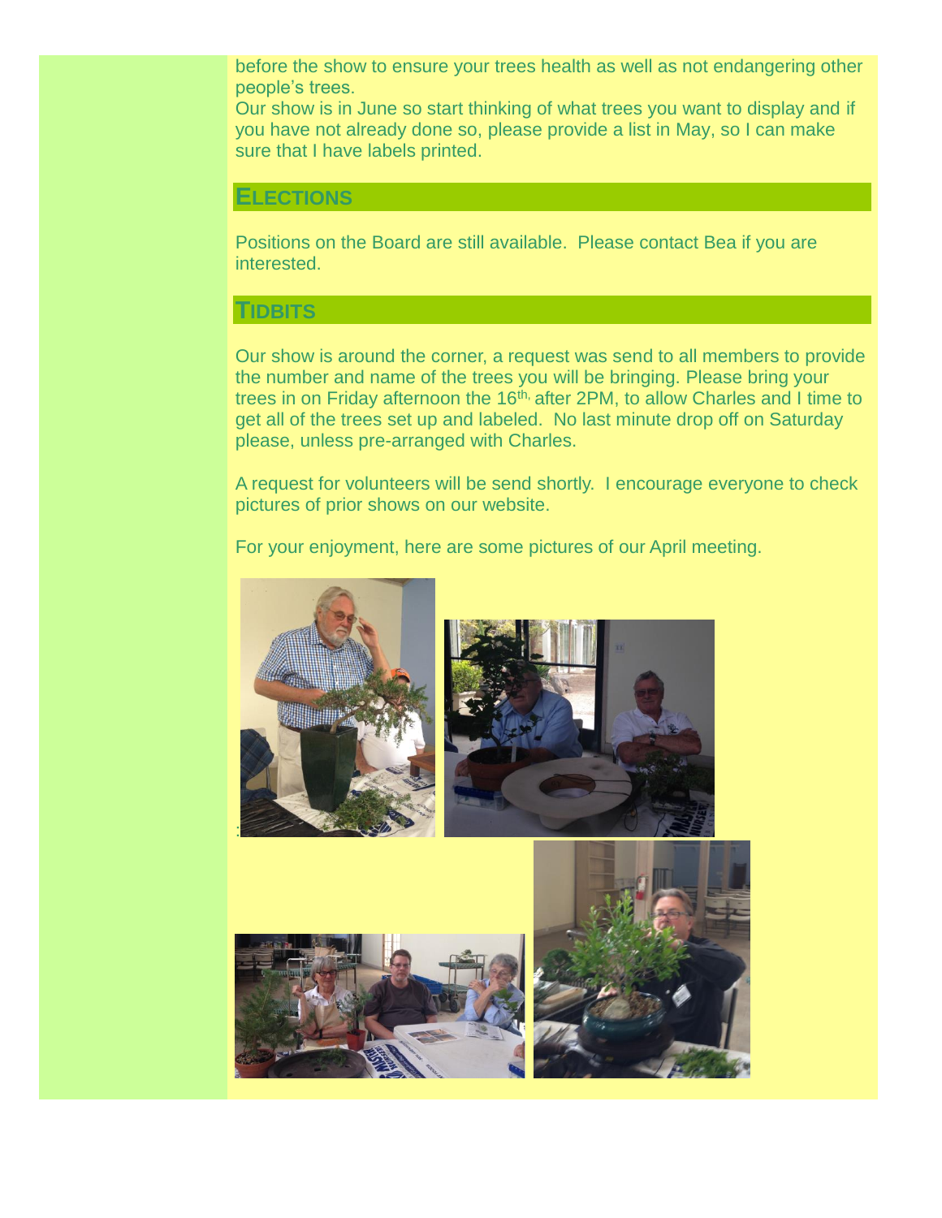before the show to ensure your trees health as well as not endangering other people's trees.
Our show is in June so start thinking of what trees you want to display and if you have not already done so, please provide a list in May, so I can make sure that I have labels printed.

## ELECTIONS

Positions on the Board are still available. Please contact Bea if you are interested.

## TIDBITS

Our show is around the corner, a request was send to all members to provide the number and name of the trees you will be bringing. Please bring your trees in on Friday afternoon the 16th, after 2PM, to allow Charles and I time to get all of the trees set up and labeled. No last minute drop off on Saturday please, unless pre-arranged with Charles.

A request for volunteers will be send shortly. I encourage everyone to check pictures of prior shows on our website.

For your enjoyment, here are some pictures of our April meeting.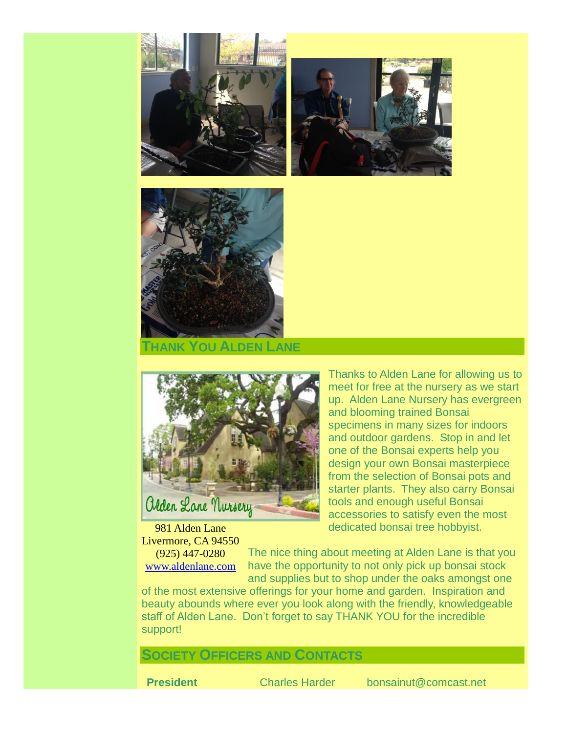## THANK YOU ALDEN LANE

Thanks to Alden Lane for allowing us to meet for free at the nursery as we start up. Alden Lane Nursery has evergreen and blooming trained Bonsai specimens in many sizes for indoors and outdoor gardens. Stop in and let one of the Bonsai experts help you design your own Bonsai masterpiece from the selection of Bonsai pots and starter plants. They also carry Bonsai tools and enough useful Bonsai accessories to satisfy even the most dedicated bonsai tree hobbyist.

981 Alden Lane
Livermore, CA 94550
(925) 447-0280
www.aldenlane.com

The nice thing about meeting at Alden Lane is that you have the opportunity to not only pick up bonsai stock and supplies but to shop under the oaks amongst one of the most extensive offerings for your home and garden. Inspiration and beauty abounds where ever you look along with the friendly, knowledgeable staff of Alden Lane. Don't forget to say THANK YOU for the incredible support!

## SOCIETY OFFICERS AND CONTACTS

| | | |
|---|---|---|
| **President** | Charles Harder | bonsainut@comcast.net |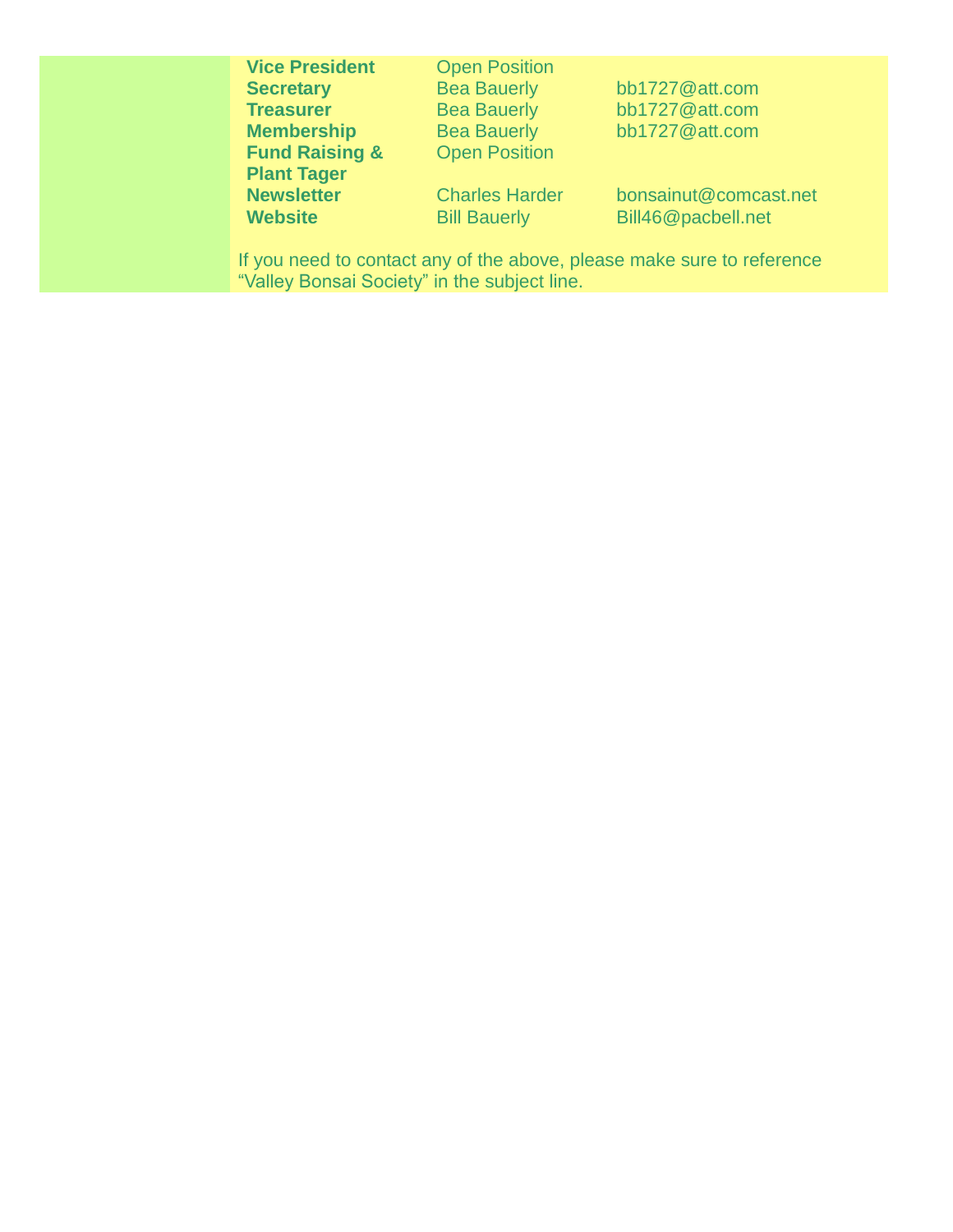| | | |
|---|---|---|
| **Vice President** | Open Position | |
| **Secretary** | Bea Bauerly | bb1727@att.com |
| **Treasurer** | Bea Bauerly | bb1727@att.com |
| **Membership** | Bea Bauerly | bb1727@att.com |
| **Fund Raising & Plant Tager** | Open Position | |
| **Newsletter** | Charles Harder | bonsainut@comcast.net |
| **Website** | Bill Bauerly | Bill46@pacbell.net |

If you need to contact any of the above, please make sure to reference "Valley Bonsai Society" in the subject line.